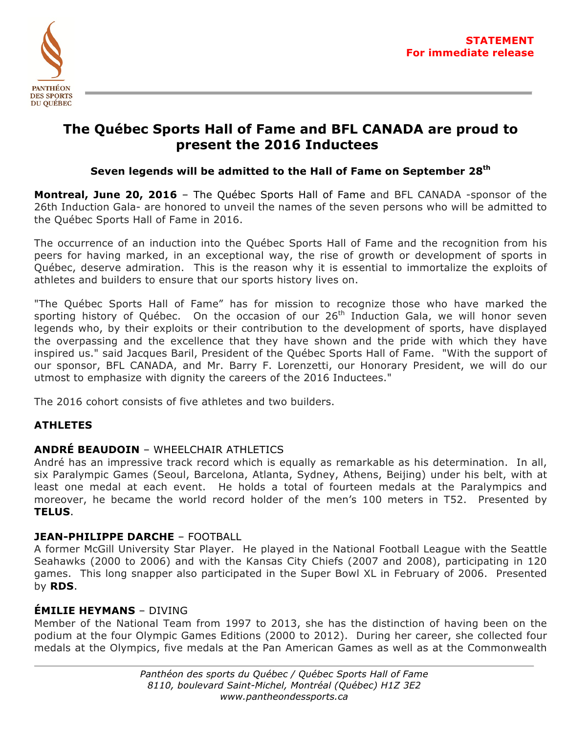PANTHÉON DES SPORTS DU QUÉBEC

**STATEMENT**
**For immediate release**

# The Québec Sports Hall of Fame and BFL CANADA are proud to present the 2016 Inductees

### Seven legends will be admitted to the Hall of Fame on September 28th

**Montreal, June 20, 2016** – The Québec Sports Hall of Fame and BFL CANADA -sponsor of the 26th Induction Gala- are honored to unveil the names of the seven persons who will be admitted to the Québec Sports Hall of Fame in 2016.

The occurrence of an induction into the Québec Sports Hall of Fame and the recognition from his peers for having marked, in an exceptional way, the rise of growth or development of sports in Québec, deserve admiration. This is the reason why it is essential to immortalize the exploits of athletes and builders to ensure that our sports history lives on.

"The Québec Sports Hall of Fame" has for mission to recognize those who have marked the sporting history of Québec. On the occasion of our 26th Induction Gala, we will honor seven legends who, by their exploits or their contribution to the development of sports, have displayed the overpassing and the excellence that they have shown and the pride with which they have inspired us." said Jacques Baril, President of the Québec Sports Hall of Fame. "With the support of our sponsor, BFL CANADA, and Mr. Barry F. Lorenzetti, our Honorary President, we will do our utmost to emphasize with dignity the careers of the 2016 Inductees."

The 2016 cohort consists of five athletes and two builders.

## ATHLETES

**ANDRÉ BEAUDOIN** – WHEELCHAIR ATHLETICS
André has an impressive track record which is equally as remarkable as his determination. In all, six Paralympic Games (Seoul, Barcelona, Atlanta, Sydney, Athens, Beijing) under his belt, with at least one medal at each event. He holds a total of fourteen medals at the Paralympics and moreover, he became the world record holder of the men's 100 meters in T52. Presented by **TELUS**.

**JEAN-PHILIPPE DARCHE** – FOOTBALL
A former McGill University Star Player. He played in the National Football League with the Seattle Seahawks (2000 to 2006) and with the Kansas City Chiefs (2007 and 2008), participating in 120 games. This long snapper also participated in the Super Bowl XL in February of 2006. Presented by **RDS**.

**ÉMILIE HEYMANS** – DIVING
Member of the National Team from 1997 to 2013, she has the distinction of having been on the podium at the four Olympic Games Editions (2000 to 2012). During her career, she collected four medals at the Olympics, five medals at the Pan American Games as well as at the Commonwealth

*Panthéon des sports du Québec / Québec Sports Hall of Fame*
*8110, boulevard Saint-Michel, Montréal (Québec) H1Z 3E2*
*www.pantheondessports.ca*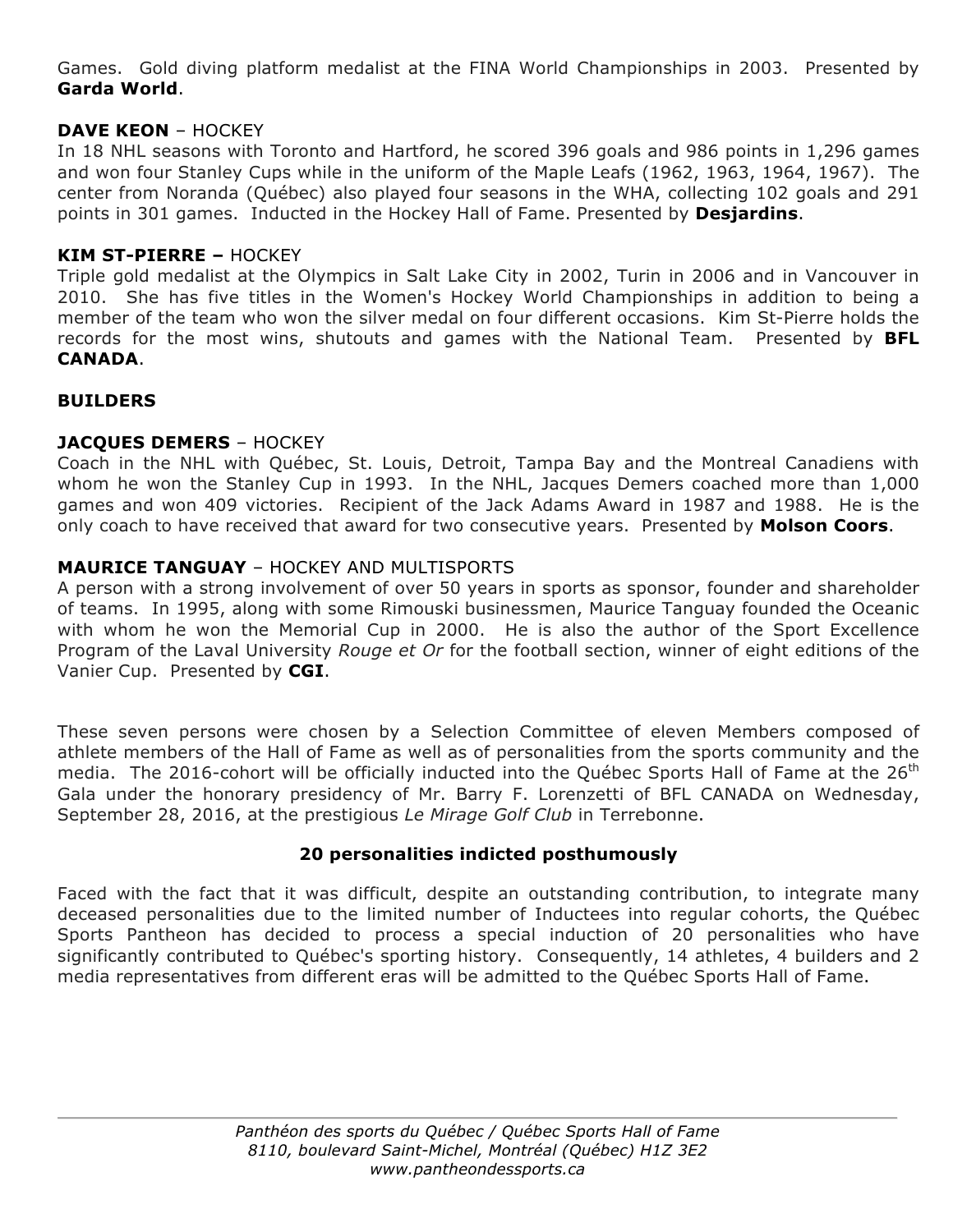Games. Gold diving platform medalist at the FINA World Championships in 2003. Presented by **Garda World**.

**DAVE KEON** – HOCKEY

In 18 NHL seasons with Toronto and Hartford, he scored 396 goals and 986 points in 1,296 games and won four Stanley Cups while in the uniform of the Maple Leafs (1962, 1963, 1964, 1967). The center from Noranda (Québec) also played four seasons in the WHA, collecting 102 goals and 291 points in 301 games. Inducted in the Hockey Hall of Fame. Presented by **Desjardins**.

**KIM ST-PIERRE –** HOCKEY

Triple gold medalist at the Olympics in Salt Lake City in 2002, Turin in 2006 and in Vancouver in 2010. She has five titles in the Women's Hockey World Championships in addition to being a member of the team who won the silver medal on four different occasions. Kim St-Pierre holds the records for the most wins, shutouts and games with the National Team. Presented by **BFL CANADA**.

**BUILDERS**

**JACQUES DEMERS** – HOCKEY

Coach in the NHL with Québec, St. Louis, Detroit, Tampa Bay and the Montreal Canadiens with whom he won the Stanley Cup in 1993. In the NHL, Jacques Demers coached more than 1,000 games and won 409 victories. Recipient of the Jack Adams Award in 1987 and 1988. He is the only coach to have received that award for two consecutive years. Presented by **Molson Coors**.

**MAURICE TANGUAY** – HOCKEY AND MULTISPORTS

A person with a strong involvement of over 50 years in sports as sponsor, founder and shareholder of teams. In 1995, along with some Rimouski businessmen, Maurice Tanguay founded the Oceanic with whom he won the Memorial Cup in 2000. He is also the author of the Sport Excellence Program of the Laval University *Rouge et Or* for the football section, winner of eight editions of the Vanier Cup. Presented by **CGI**.

These seven persons were chosen by a Selection Committee of eleven Members composed of athlete members of the Hall of Fame as well as of personalities from the sports community and the media. The 2016-cohort will be officially inducted into the Québec Sports Hall of Fame at the 26th Gala under the honorary presidency of Mr. Barry F. Lorenzetti of BFL CANADA on Wednesday, September 28, 2016, at the prestigious *Le Mirage Golf Club* in Terrebonne.

**20 personalities indicted posthumously**

Faced with the fact that it was difficult, despite an outstanding contribution, to integrate many deceased personalities due to the limited number of Inductees into regular cohorts, the Québec Sports Pantheon has decided to process a special induction of 20 personalities who have significantly contributed to Québec's sporting history. Consequently, 14 athletes, 4 builders and 2 media representatives from different eras will be admitted to the Québec Sports Hall of Fame.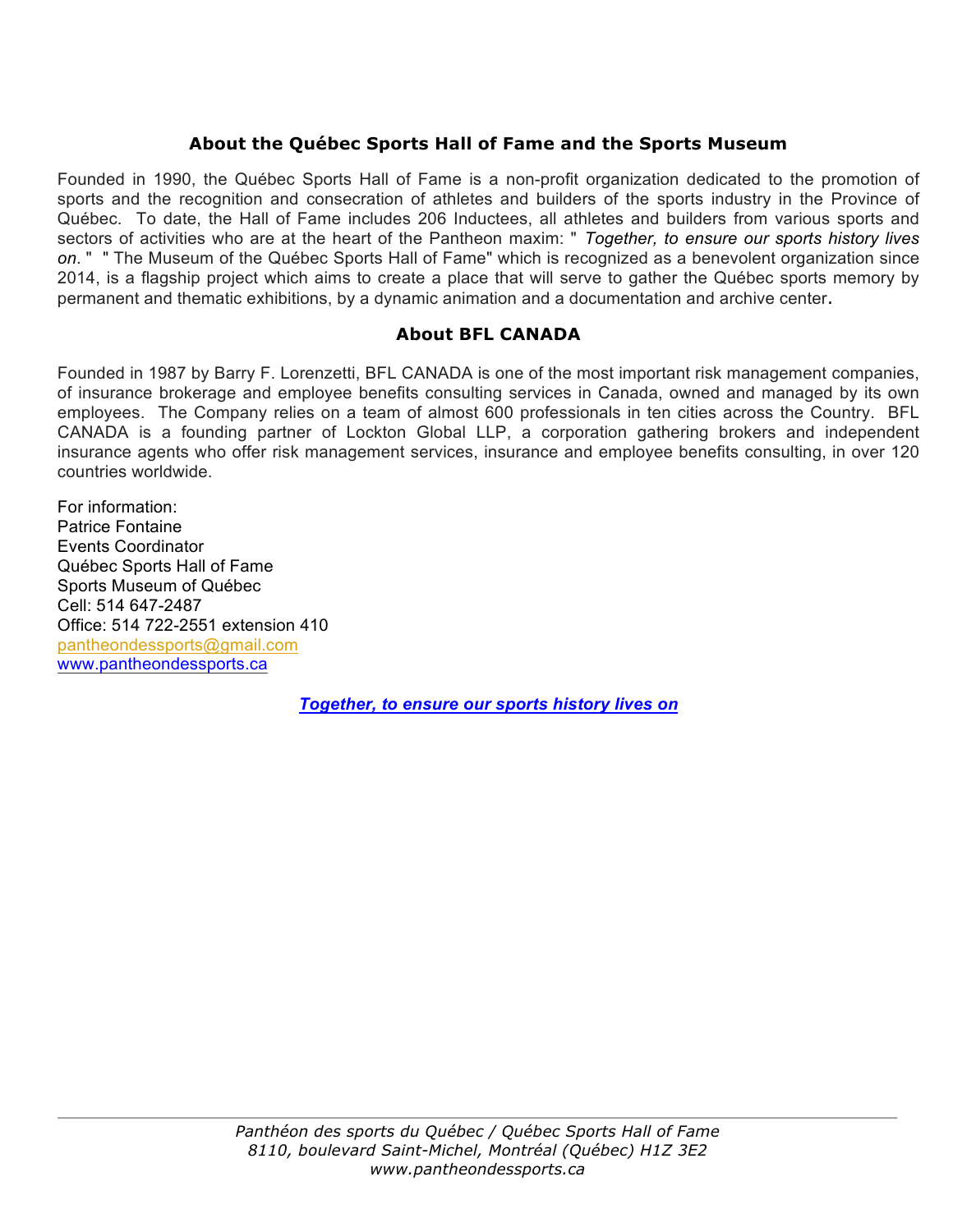## About the Québec Sports Hall of Fame and the Sports Museum

Founded in 1990, the Québec Sports Hall of Fame is a non-profit organization dedicated to the promotion of sports and the recognition and consecration of athletes and builders of the sports industry in the Province of Québec. To date, the Hall of Fame includes 206 Inductees, all athletes and builders from various sports and sectors of activities who are at the heart of the Pantheon maxim: " *Together, to ensure our sports history lives on*. " " The Museum of the Québec Sports Hall of Fame" which is recognized as a benevolent organization since 2014, is a flagship project which aims to create a place that will serve to gather the Québec sports memory by permanent and thematic exhibitions, by a dynamic animation and a documentation and archive center.

## About BFL CANADA

Founded in 1987 by Barry F. Lorenzetti, BFL CANADA is one of the most important risk management companies, of insurance brokerage and employee benefits consulting services in Canada, owned and managed by its own employees. The Company relies on a team of almost 600 professionals in ten cities across the Country. BFL CANADA is a founding partner of Lockton Global LLP, a corporation gathering brokers and independent insurance agents who offer risk management services, insurance and employee benefits consulting, in over 120 countries worldwide.

For information:
Patrice Fontaine
Events Coordinator
Québec Sports Hall of Fame
Sports Museum of Québec
Cell: 514 647-2487
Office: 514 722-2551 extension 410
pantheondessports@gmail.com
www.pantheondessports.ca

***Together, to ensure our sports history lives on***

*Panthéon des sports du Québec / Québec Sports Hall of Fame*
*8110, boulevard Saint-Michel, Montréal (Québec) H1Z 3E2*
*www.pantheondessports.ca*